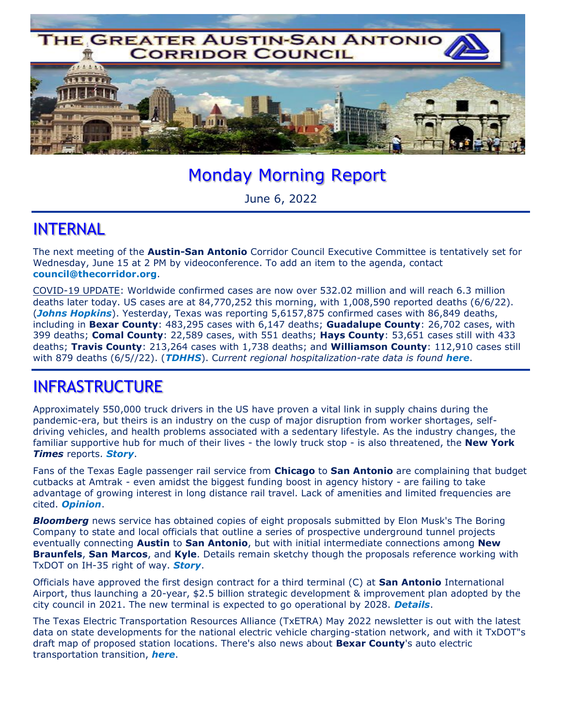# THE GREATER AUSTIN-SAN ANTONIO CORRIDOR COUNCIL

# Monday Morning Report

June 6, 2022

## INTERNAL

The next meeting of the **Austin-San Antonio** Corridor Council Executive Committee is tentatively set for Wednesday, June 15 at 2 PM by videoconference. To add an item to the agenda, contact **council@thecorridor.org**.

COVID-19 UPDATE: Worldwide confirmed cases are now over 532.02 million and will reach 6.3 million deaths later today. US cases are at 84,770,252 this morning, with 1,008,590 reported deaths (6/6/22). (***Johns Hopkins***). Yesterday, Texas was reporting 5,6157,875 confirmed cases with 86,849 deaths, including in **Bexar County**: 483,295 cases with 6,147 deaths; **Guadalupe County**: 26,702 cases, with 399 deaths; **Comal County**: 22,589 cases, with 551 deaths; **Hays County**: 53,651 cases still with 433 deaths; **Travis County**: 213,264 cases with 1,738 deaths; and **Williamson County**: 112,910 cases still with 879 deaths (6/5//22). (***TDHHS***). *Current regional hospitalization-rate data is found **here***.

## INFRASTRUCTURE

Approximately 550,000 truck drivers in the US have proven a vital link in supply chains during the pandemic-era, but theirs is an industry on the cusp of major disruption from worker shortages, self-driving vehicles, and health problems associated with a sedentary lifestyle. As the industry changes, the familiar supportive hub for much of their lives - the lowly truck stop - is also threatened, the **New York *Times*** reports. ***Story***.

Fans of the Texas Eagle passenger rail service from **Chicago** to **San Antonio** are complaining that budget cutbacks at Amtrak - even amidst the biggest funding boost in agency history - are failing to take advantage of growing interest in long distance rail travel. Lack of amenities and limited frequencies are cited. ***Opinion***.

***Bloomberg*** news service has obtained copies of eight proposals submitted by Elon Musk's The Boring Company to state and local officials that outline a series of prospective underground tunnel projects eventually connecting **Austin** to **San Antonio**, but with initial intermediate connections among **New Braunfels**, **San Marcos**, and **Kyle**. Details remain sketchy though the proposals reference working with TxDOT on IH-35 right of way. ***Story***.

Officials have approved the first design contract for a third terminal (C) at **San Antonio** International Airport, thus launching a 20-year, $2.5 billion strategic development & improvement plan adopted by the city council in 2021. The new terminal is expected to go operational by 2028. ***Details***.

The Texas Electric Transportation Resources Alliance (TxETRA) May 2022 newsletter is out with the latest data on state developments for the national electric vehicle charging-station network, and with it TxDOT"s draft map of proposed station locations. There's also news about **Bexar County**'s auto electric transportation transition, ***here***.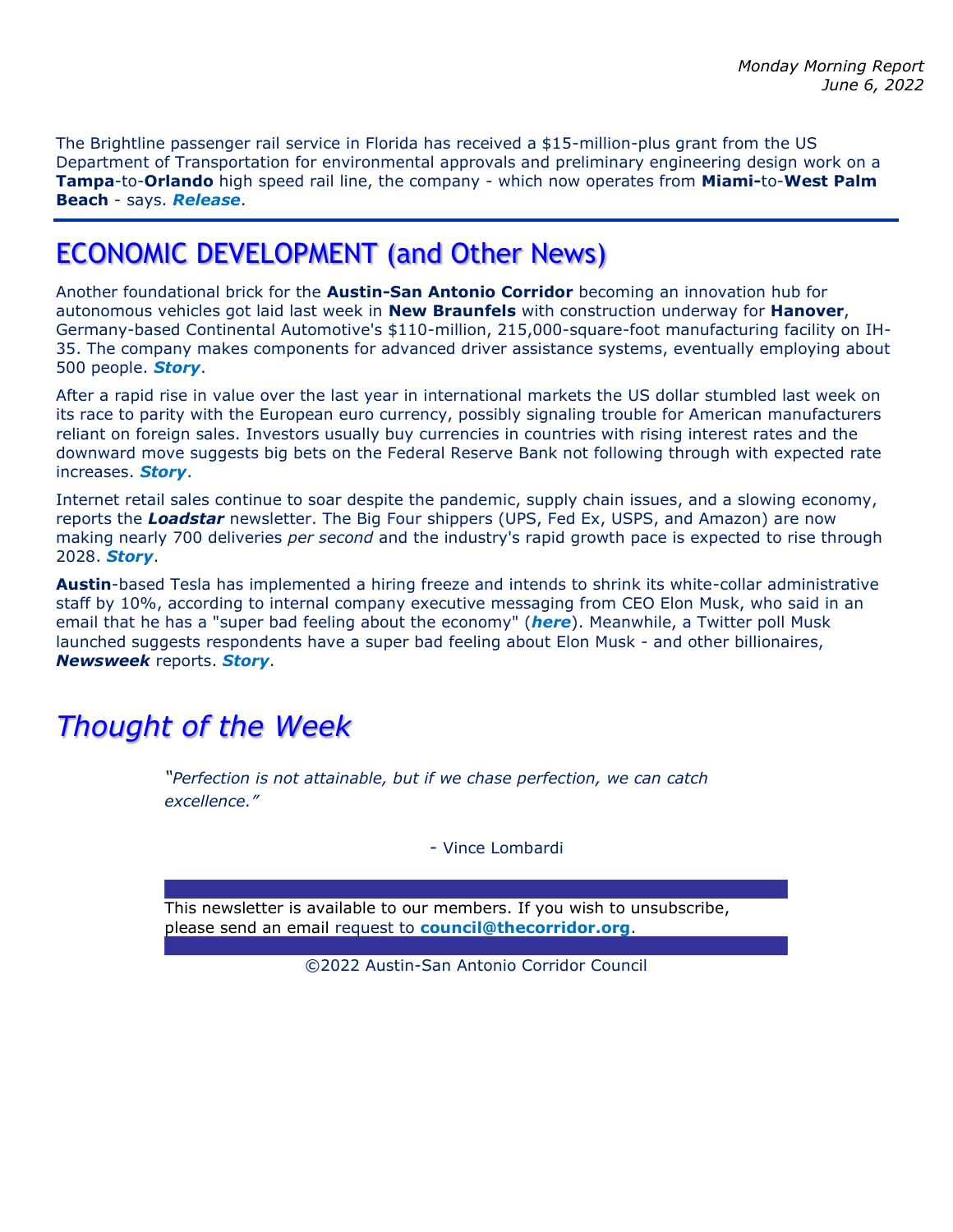*Monday Morning Report*
*June 6, 2022*

The Brightline passenger rail service in Florida has received a $15-million-plus grant from the US Department of Transportation for environmental approvals and preliminary engineering design work on a **Tampa**-to-**Orlando** high speed rail line, the company - which now operates from **Miami-**to-**West Palm Beach** - says. ***Release***.

---

## ECONOMIC DEVELOPMENT (and Other News)

Another foundational brick for the **Austin-San Antonio Corridor** becoming an innovation hub for autonomous vehicles got laid last week in **New Braunfels** with construction underway for **Hanover**, Germany-based Continental Automotive's $110-million, 215,000-square-foot manufacturing facility on IH-35. The company makes components for advanced driver assistance systems, eventually employing about 500 people. ***Story***.

After a rapid rise in value over the last year in international markets the US dollar stumbled last week on its race to parity with the European euro currency, possibly signaling trouble for American manufacturers reliant on foreign sales. Investors usually buy currencies in countries with rising interest rates and the downward move suggests big bets on the Federal Reserve Bank not following through with expected rate increases. ***Story***.

Internet retail sales continue to soar despite the pandemic, supply chain issues, and a slowing economy, reports the ***Loadstar*** newsletter. The Big Four shippers (UPS, Fed Ex, USPS, and Amazon) are now making nearly 700 deliveries *per second* and the industry's rapid growth pace is expected to rise through 2028. ***Story***.

**Austin**-based Tesla has implemented a hiring freeze and intends to shrink its white-collar administrative staff by 10%, according to internal company executive messaging from CEO Elon Musk, who said in an email that he has a "super bad feeling about the economy" (***here***). Meanwhile, a Twitter poll Musk launched suggests respondents have a super bad feeling about Elon Musk - and other billionaires, ***Newsweek*** reports. ***Story***.

## *Thought of the Week*

*"Perfection is not attainable, but if we chase perfection, we can catch excellence."*

- Vince Lombardi

This newsletter is available to our members. If you wish to unsubscribe, please send an email request to **council@thecorridor.org**.

©2022 Austin-San Antonio Corridor Council